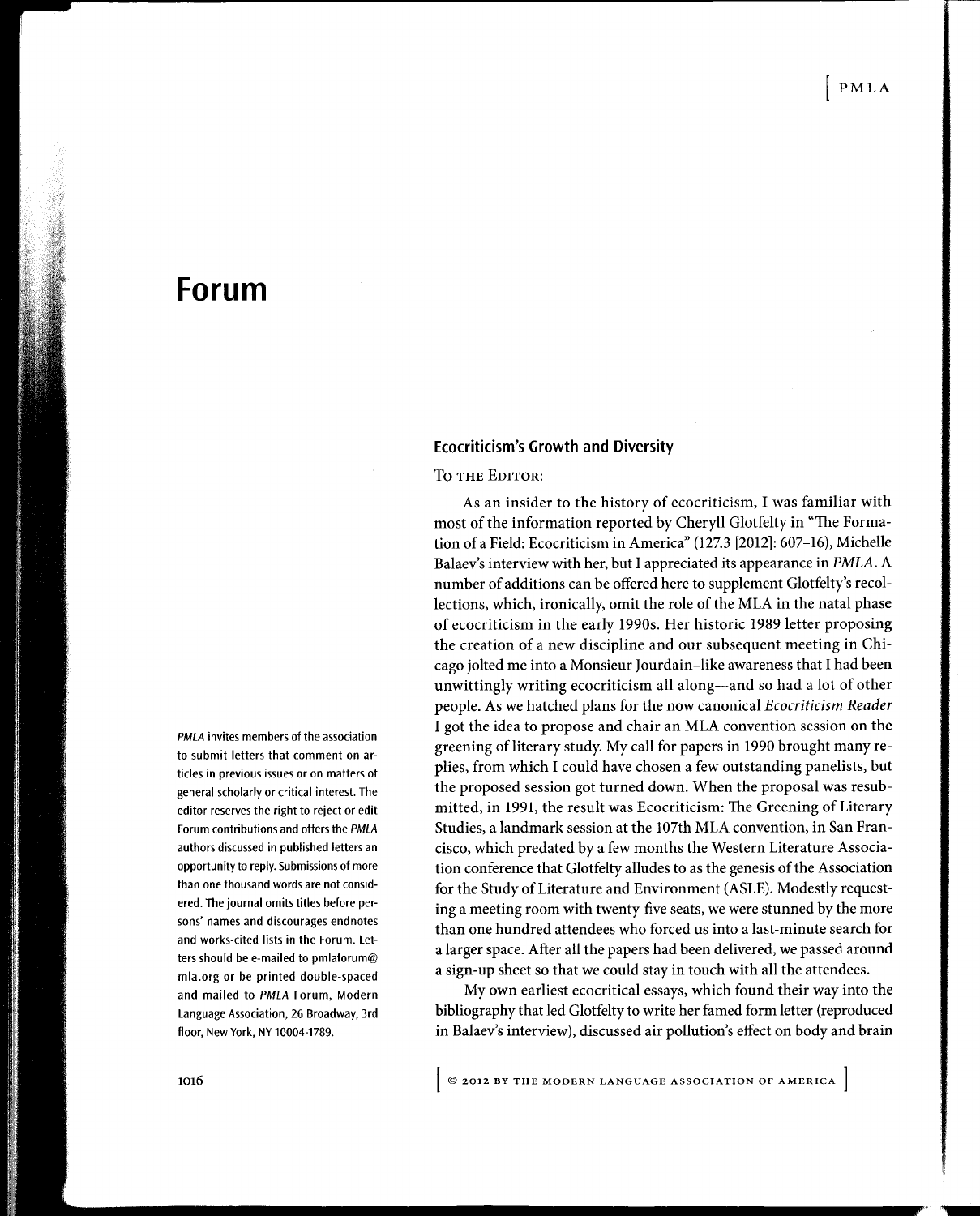# Forum

*PMLA* invites members of the association to submit letters that comment on articles in previous issues or on matters of general scholarly or critical interest. The editor reserves the right to reject or edit Forum contributions and offers the *PMLA* authors discussed in published letters an opportunity to reply. Submissions of more than one thousand words are not considered. The journal omits titles before persons' names and discourages endnotes and works-cited lists in the Forum. Letters should be e-mailed to pmlaforum@mla.org or be printed double-spaced and mailed to *PMLA* Forum, Modern Language Association, 26 Broadway, 3rd floor, New York, NY 10004-1789.

## Ecocriticism's Growth and Diversity

To the Editor:

As an insider to the history of ecocriticism, I was familiar with most of the information reported by Cheryll Glotfelty in "The Formation of a Field: Ecocriticism in America" (127.3 [2012]: 607–16), Michelle Balaev's interview with her, but I appreciated its appearance in *PMLA*. A number of additions can be offered here to supplement Glotfelty's recollections, which, ironically, omit the role of the MLA in the natal phase of ecocriticism in the early 1990s. Her historic 1989 letter proposing the creation of a new discipline and our subsequent meeting in Chicago jolted me into a Monsieur Jourdain–like awareness that I had been unwittingly writing ecocriticism all along—and so had a lot of other people. As we hatched plans for the now canonical *Ecocriticism Reader* I got the idea to propose and chair an MLA convention session on the greening of literary study. My call for papers in 1990 brought many replies, from which I could have chosen a few outstanding panelists, but the proposed session got turned down. When the proposal was resubmitted, in 1991, the result was Ecocriticism: The Greening of Literary Studies, a landmark session at the 107th MLA convention, in San Francisco, which predated by a few months the Western Literature Association conference that Glotfelty alludes to as the genesis of the Association for the Study of Literature and Environment (ASLE). Modestly requesting a meeting room with twenty-five seats, we were stunned by the more than one hundred attendees who forced us into a last-minute search for a larger space. After all the papers had been delivered, we passed around a sign-up sheet so that we could stay in touch with all the attendees.

My own earliest ecocritical essays, which found their way into the bibliography that led Glotfelty to write her famed form letter (reproduced in Balaev's interview), discussed air pollution's effect on body and brain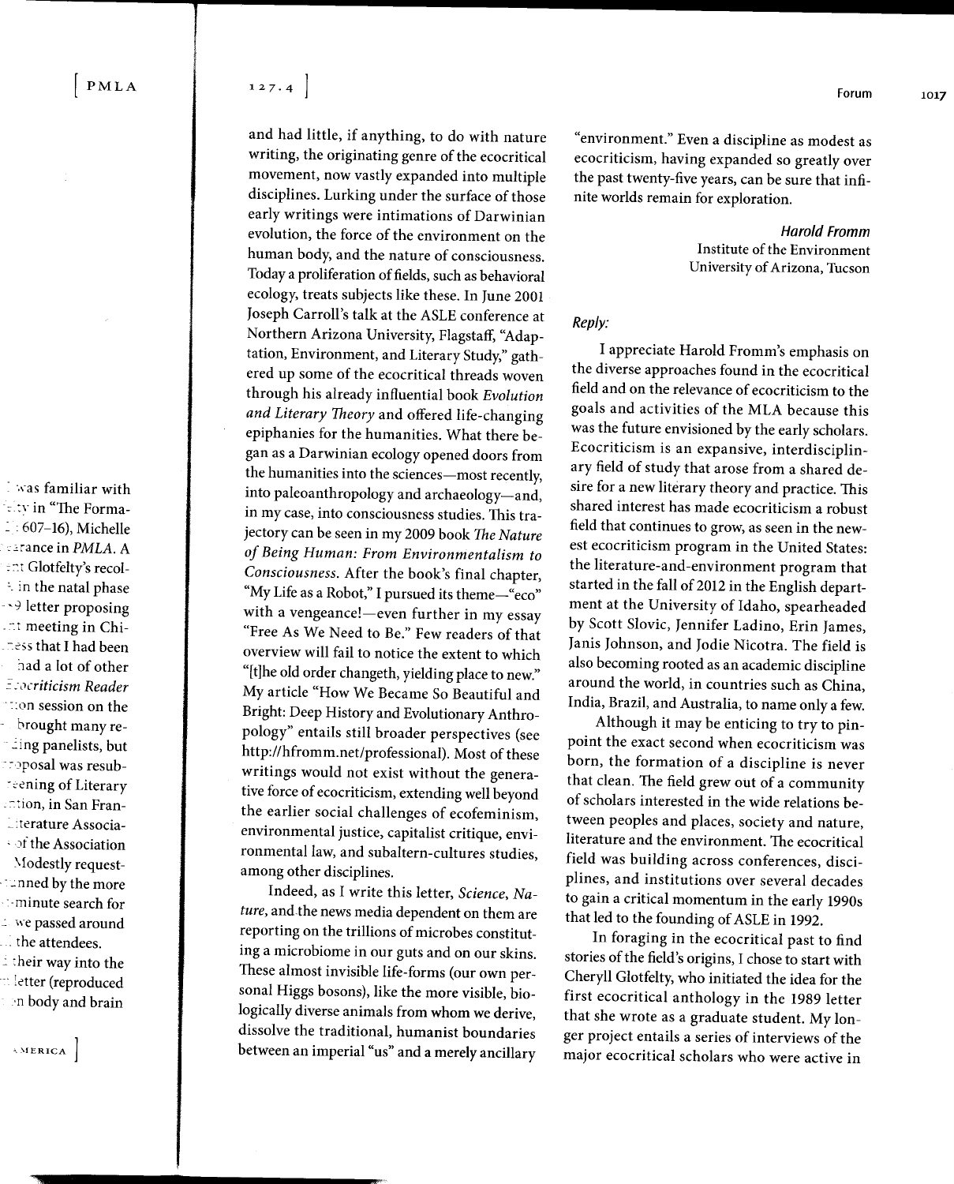and had little, if anything, to do with nature writing, the originating genre of the ecocritical movement, now vastly expanded into multiple disciplines. Lurking under the surface of those early writings were intimations of Darwinian evolution, the force of the environment on the human body, and the nature of consciousness. Today a proliferation of fields, such as behavioral ecology, treats subjects like these. In June 2001 Joseph Carroll's talk at the ASLE conference at Northern Arizona University, Flagstaff, "Adaptation, Environment, and Literary Study," gathered up some of the ecocritical threads woven through his already influential book *Evolution and Literary Theory* and offered life-changing epiphanies for the humanities. What there began as a Darwinian ecology opened doors from the humanities into the sciences—most recently, into paleoanthropology and archaeology—and, in my case, into consciousness studies. This trajectory can be seen in my 2009 book *The Nature of Being Human: From Environmentalism to Consciousness*. After the book's final chapter, "My Life as a Robot," I pursued its theme—"eco" with a vengeance!—even further in my essay "Free As We Need to Be." Few readers of that overview will fail to notice the extent to which "[t]he old order changeth, yielding place to new." My article "How We Became So Beautiful and Bright: Deep History and Evolutionary Anthropology" entails still broader perspectives (see http://hfromm.net/professional). Most of these writings would not exist without the generative force of ecocriticism, extending well beyond the earlier social challenges of ecofeminism, environmental justice, capitalist critique, environmental law, and subaltern-cultures studies, among other disciplines.

Indeed, as I write this letter, *Science*, *Nature*, and the news media dependent on them are reporting on the trillions of microbes constituting a microbiome in our guts and on our skins. These almost invisible life-forms (our own personal Higgs bosons), like the more visible, biologically diverse animals from whom we derive, dissolve the traditional, humanist boundaries between an imperial "us" and a merely ancillary "environment." Even a discipline as modest as ecocriticism, having expanded so greatly over the past twenty-five years, can be sure that infinite worlds remain for exploration.

*Harold Fromm*
Institute of the Environment
University of Arizona, Tucson

*Reply:*

I appreciate Harold Fromm's emphasis on the diverse approaches found in the ecocritical field and on the relevance of ecocriticism to the goals and activities of the MLA because this was the future envisioned by the early scholars. Ecocriticism is an expansive, interdisciplinary field of study that arose from a shared desire for a new literary theory and practice. This shared interest has made ecocriticism a robust field that continues to grow, as seen in the newest ecocriticism program in the United States: the literature-and-environment program that started in the fall of 2012 in the English department at the University of Idaho, spearheaded by Scott Slovic, Jennifer Ladino, Erin James, Janis Johnson, and Jodie Nicotra. The field is also becoming rooted as an academic discipline around the world, in countries such as China, India, Brazil, and Australia, to name only a few.

Although it may be enticing to try to pinpoint the exact second when ecocriticism was born, the formation of a discipline is never that clean. The field grew out of a community of scholars interested in the wide relations between peoples and places, society and nature, literature and the environment. The ecocritical field was building across conferences, disciplines, and institutions over several decades to gain a critical momentum in the early 1990s that led to the founding of ASLE in 1992.

In foraging in the ecocritical past to find stories of the field's origins, I chose to start with Cheryll Glotfelty, who initiated the idea for the first ecocritical anthology in the 1989 letter that she wrote as a graduate student. My longer project entails a series of interviews of the major ecocritical scholars who were active in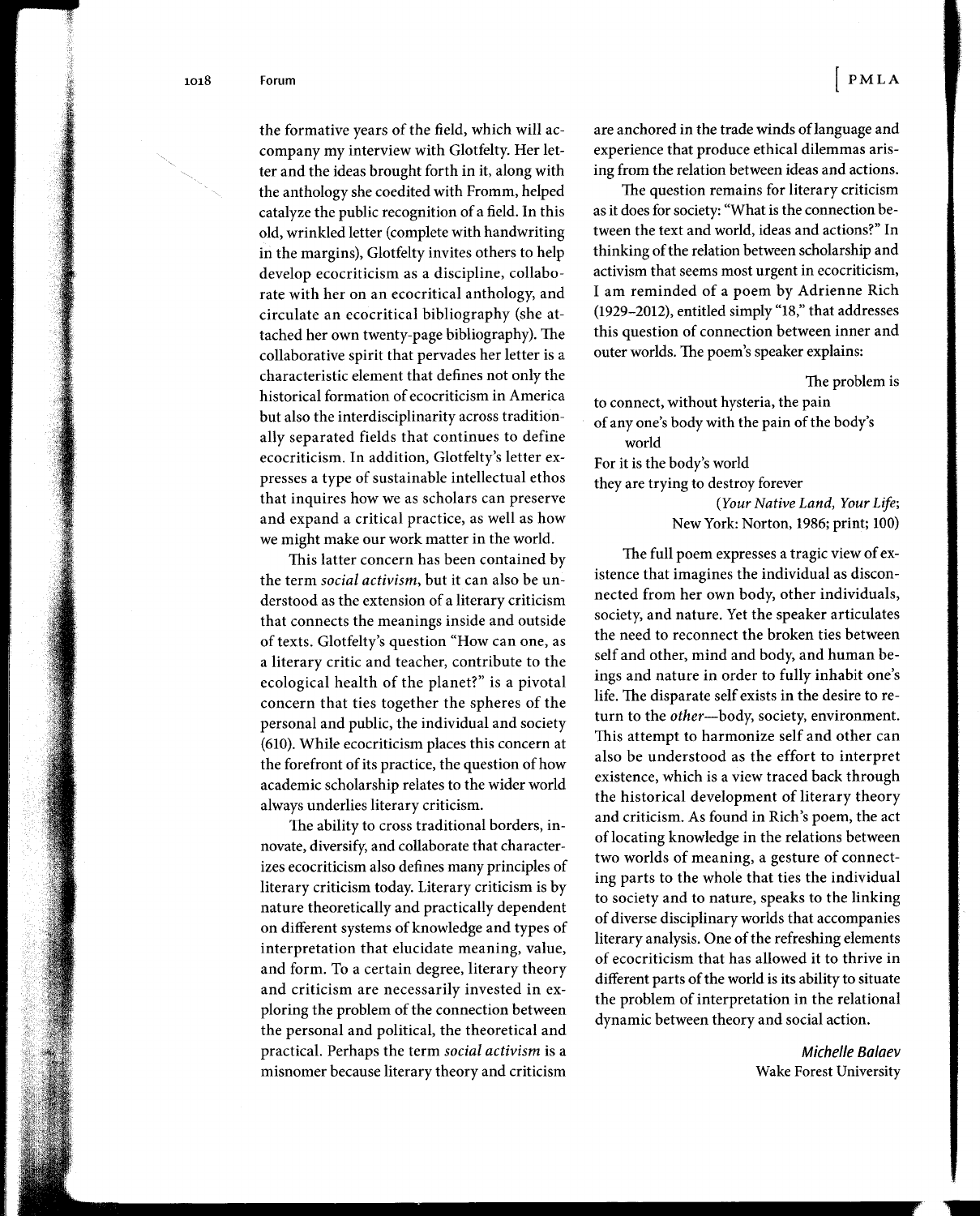the formative years of the field, which will accompany my interview with Glotfelty. Her letter and the ideas brought forth in it, along with the anthology she coedited with Fromm, helped catalyze the public recognition of a field. In this old, wrinkled letter (complete with handwriting in the margins), Glotfelty invites others to help develop ecocriticism as a discipline, collaborate with her on an ecocritical anthology, and circulate an ecocritical bibliography (she attached her own twenty-page bibliography). The collaborative spirit that pervades her letter is a characteristic element that defines not only the historical formation of ecocriticism in America but also the interdisciplinarity across traditionally separated fields that continues to define ecocriticism. In addition, Glotfelty's letter expresses a type of sustainable intellectual ethos that inquires how we as scholars can preserve and expand a critical practice, as well as how we might make our work matter in the world.

This latter concern has been contained by the term *social activism*, but it can also be understood as the extension of a literary criticism that connects the meanings inside and outside of texts. Glotfelty's question "How can one, as a literary critic and teacher, contribute to the ecological health of the planet?" is a pivotal concern that ties together the spheres of the personal and public, the individual and society (610). While ecocriticism places this concern at the forefront of its practice, the question of how academic scholarship relates to the wider world always underlies literary criticism.

The ability to cross traditional borders, innovate, diversify, and collaborate that characterizes ecocriticism also defines many principles of literary criticism today. Literary criticism is by nature theoretically and practically dependent on different systems of knowledge and types of interpretation that elucidate meaning, value, and form. To a certain degree, literary theory and criticism are necessarily invested in exploring the problem of the connection between the personal and political, the theoretical and practical. Perhaps the term *social activism* is a misnomer because literary theory and criticism are anchored in the trade winds of language and experience that produce ethical dilemmas arising from the relation between ideas and actions.

The question remains for literary criticism as it does for society: "What is the connection between the text and world, ideas and actions?" In thinking of the relation between scholarship and activism that seems most urgent in ecocriticism, I am reminded of a poem by Adrienne Rich (1929–2012), entitled simply "18," that addresses this question of connection between inner and outer worlds. The poem's speaker explains:

> The problem is
> to connect, without hysteria, the pain
> of any one's body with the pain of the body's
>     world
> For it is the body's world
> they are trying to destroy forever
>
> (*Your Native Land, Your Life*; New York: Norton, 1986; print; 100)

The full poem expresses a tragic view of existence that imagines the individual as disconnected from her own body, other individuals, society, and nature. Yet the speaker articulates the need to reconnect the broken ties between self and other, mind and body, and human beings and nature in order to fully inhabit one's life. The disparate self exists in the desire to return to the *other*—body, society, environment. This attempt to harmonize self and other can also be understood as the effort to interpret existence, which is a view traced back through the historical development of literary theory and criticism. As found in Rich's poem, the act of locating knowledge in the relations between two worlds of meaning, a gesture of connecting parts to the whole that ties the individual to society and to nature, speaks to the linking of diverse disciplinary worlds that accompanies literary analysis. One of the refreshing elements of ecocriticism that has allowed it to thrive in different parts of the world is its ability to situate the problem of interpretation in the relational dynamic between theory and social action.

*Michelle Balaev*
Wake Forest University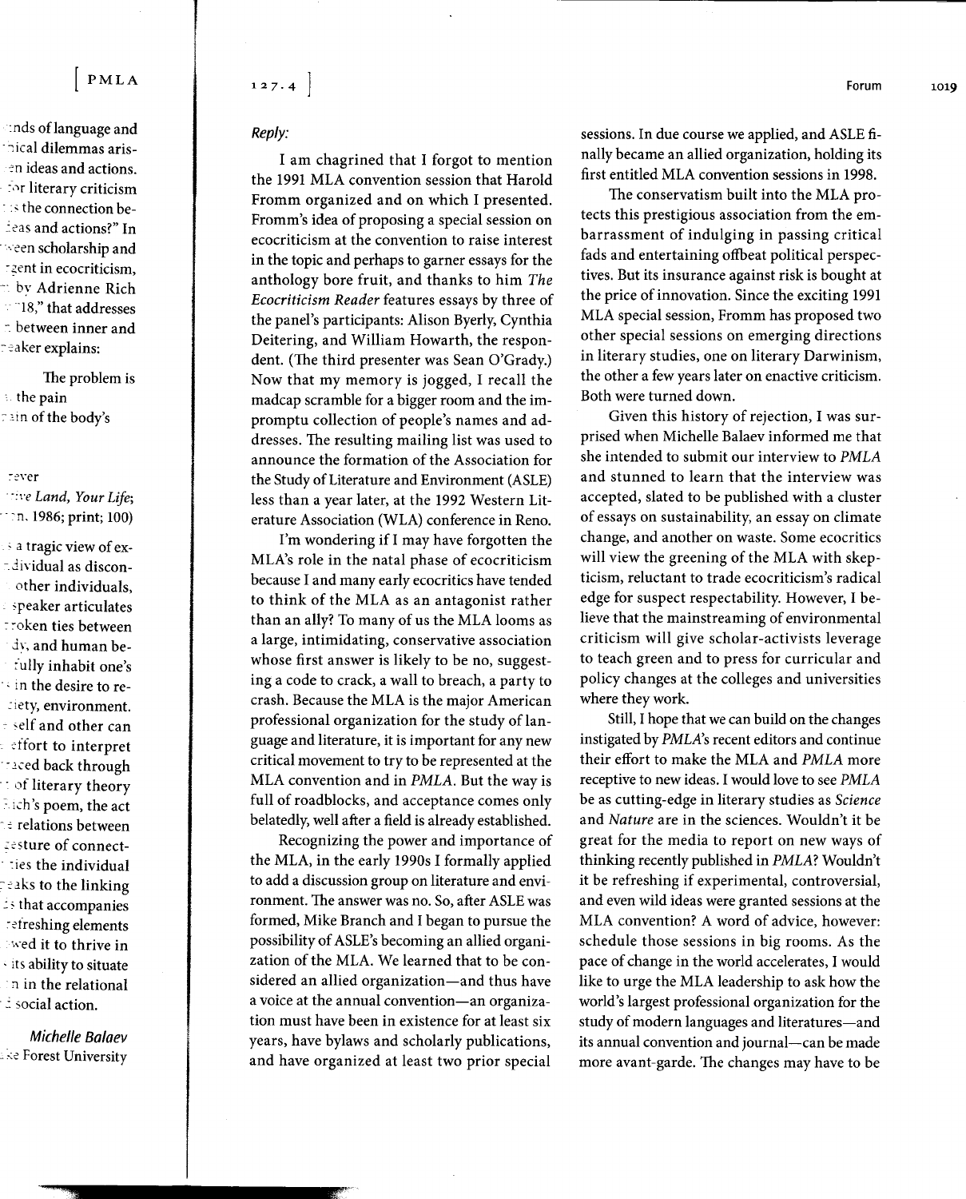*Reply:*

I am chagrined that I forgot to mention the 1991 MLA convention session that Harold Fromm organized and on which I presented. Fromm's idea of proposing a special session on ecocriticism at the convention to raise interest in the topic and perhaps to garner essays for the anthology bore fruit, and thanks to him *The Ecocriticism Reader* features essays by three of the panel's participants: Alison Byerly, Cynthia Deitering, and William Howarth, the respondent. (The third presenter was Sean O'Grady.) Now that my memory is jogged, I recall the madcap scramble for a bigger room and the impromptu collection of people's names and addresses. The resulting mailing list was used to announce the formation of the Association for the Study of Literature and Environment (ASLE) less than a year later, at the 1992 Western Literature Association (WLA) conference in Reno.

I'm wondering if I may have forgotten the MLA's role in the natal phase of ecocriticism because I and many early ecocritics have tended to think of the MLA as an antagonist rather than an ally? To many of us the MLA looms as a large, intimidating, conservative association whose first answer is likely to be no, suggesting a code to crack, a wall to breach, a party to crash. Because the MLA is the major American professional organization for the study of language and literature, it is important for any new critical movement to try to be represented at the MLA convention and in *PMLA*. But the way is full of roadblocks, and acceptance comes only belatedly, well after a field is already established.

Recognizing the power and importance of the MLA, in the early 1990s I formally applied to add a discussion group on literature and environment. The answer was no. So, after ASLE was formed, Mike Branch and I began to pursue the possibility of ASLE's becoming an allied organization of the MLA. We learned that to be considered an allied organization—and thus have a voice at the annual convention—an organization must have been in existence for at least six years, have bylaws and scholarly publications, and have organized at least two prior special sessions. In due course we applied, and ASLE finally became an allied organization, holding its first entitled MLA convention sessions in 1998.

The conservatism built into the MLA protects this prestigious association from the embarrassment of indulging in passing critical fads and entertaining offbeat political perspectives. But its insurance against risk is bought at the price of innovation. Since the exciting 1991 MLA special session, Fromm has proposed two other special sessions on emerging directions in literary studies, one on literary Darwinism, the other a few years later on enactive criticism. Both were turned down.

Given this history of rejection, I was surprised when Michelle Balaev informed me that she intended to submit our interview to *PMLA* and stunned to learn that the interview was accepted, slated to be published with a cluster of essays on sustainability, an essay on climate change, and another on waste. Some ecocritics will view the greening of the MLA with skepticism, reluctant to trade ecocriticism's radical edge for suspect respectability. However, I believe that the mainstreaming of environmental criticism will give scholar-activists leverage to teach green and to press for curricular and policy changes at the colleges and universities where they work.

Still, I hope that we can build on the changes instigated by *PMLA*'s recent editors and continue their effort to make the MLA and *PMLA* more receptive to new ideas. I would love to see *PMLA* be as cutting-edge in literary studies as *Science* and *Nature* are in the sciences. Wouldn't it be great for the media to report on new ways of thinking recently published in *PMLA*? Wouldn't it be refreshing if experimental, controversial, and even wild ideas were granted sessions at the MLA convention? A word of advice, however: schedule those sessions in big rooms. As the pace of change in the world accelerates, I would like to urge the MLA leadership to ask how the world's largest professional organization for the study of modern languages and literatures—and its annual convention and journal—can be made more avant-garde. The changes may have to be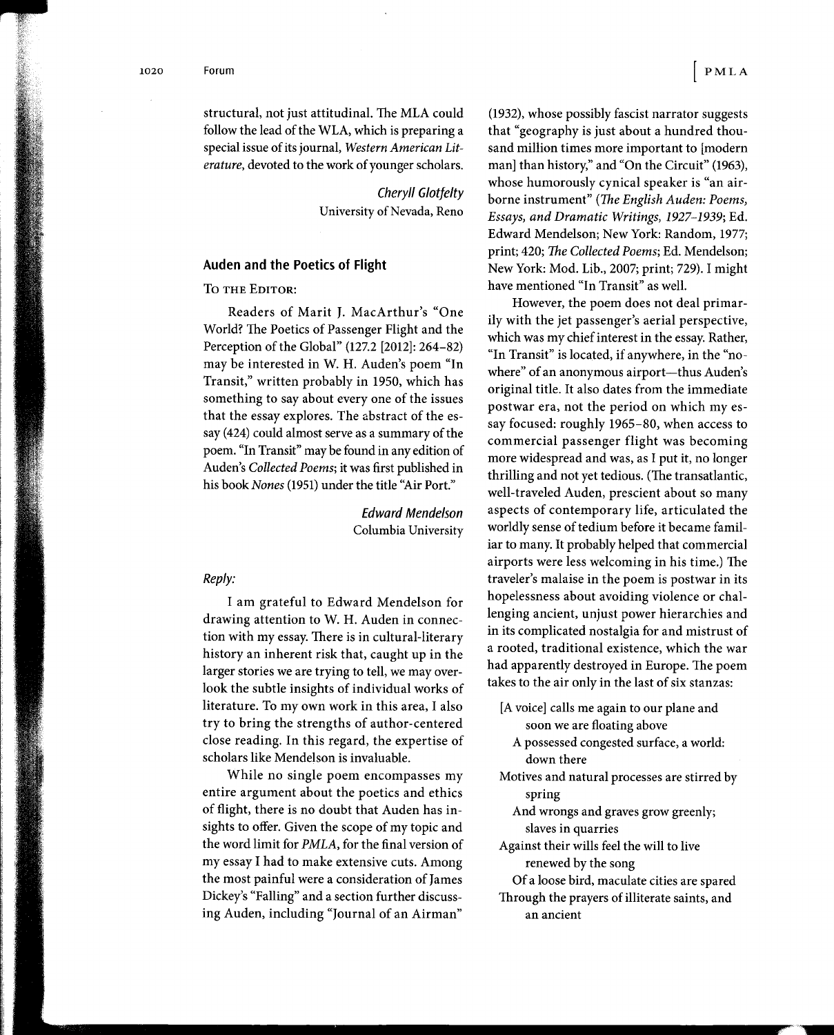structural, not just attitudinal. The MLA could follow the lead of the WLA, which is preparing a special issue of its journal, *Western American Literature*, devoted to the work of younger scholars.

*Cheryll Glotfelty*
University of Nevada, Reno

## Auden and the Poetics of Flight

To the Editor:

Readers of Marit J. MacArthur's "One World? The Poetics of Passenger Flight and the Perception of the Global" (127.2 [2012]: 264–82) may be interested in W. H. Auden's poem "In Transit," written probably in 1950, which has something to say about every one of the issues that the essay explores. The abstract of the essay (424) could almost serve as a summary of the poem. "In Transit" may be found in any edition of Auden's *Collected Poems*; it was first published in his book *Nones* (1951) under the title "Air Port."

*Edward Mendelson*
Columbia University

### *Reply:*

I am grateful to Edward Mendelson for drawing attention to W. H. Auden in connection with my essay. There is in cultural-literary history an inherent risk that, caught up in the larger stories we are trying to tell, we may overlook the subtle insights of individual works of literature. To my own work in this area, I also try to bring the strengths of author-centered close reading. In this regard, the expertise of scholars like Mendelson is invaluable.

While no single poem encompasses my entire argument about the poetics and ethics of flight, there is no doubt that Auden has insights to offer. Given the scope of my topic and the word limit for *PMLA*, for the final version of my essay I had to make extensive cuts. Among the most painful were a consideration of James Dickey's "Falling" and a section further discussing Auden, including "Journal of an Airman" (1932), whose possibly fascist narrator suggests that "geography is just about a hundred thousand million times more important to [modern man] than history," and "On the Circuit" (1963), whose humorously cynical speaker is "an airborne instrument" (*The English Auden: Poems, Essays, and Dramatic Writings, 1927–1939*; Ed. Edward Mendelson; New York: Random, 1977; print; 420; *The Collected Poems*; Ed. Mendelson; New York: Mod. Lib., 2007; print; 729). I might have mentioned "In Transit" as well.

However, the poem does not deal primarily with the jet passenger's aerial perspective, which was my chief interest in the essay. Rather, "In Transit" is located, if anywhere, in the "nowhere" of an anonymous airport—thus Auden's original title. It also dates from the immediate postwar era, not the period on which my essay focused: roughly 1965–80, when access to commercial passenger flight was becoming more widespread and was, as I put it, no longer thrilling and not yet tedious. (The transatlantic, well-traveled Auden, prescient about so many aspects of contemporary life, articulated the worldly sense of tedium before it became familiar to many. It probably helped that commercial airports were less welcoming in his time.) The traveler's malaise in the poem is postwar in its hopelessness about avoiding violence or challenging ancient, unjust power hierarchies and in its complicated nostalgia for and mistrust of a rooted, traditional existence, which the war had apparently destroyed in Europe. The poem takes to the air only in the last of six stanzas:

> [A voice] calls me again to our plane and soon we are floating above
> A possessed congested surface, a world: down there
> Motives and natural processes are stirred by spring
> And wrongs and graves grow greenly; slaves in quarries
> Against their wills feel the will to live renewed by the song
> Of a loose bird, maculate cities are spared
> Through the prayers of illiterate saints, and an ancient